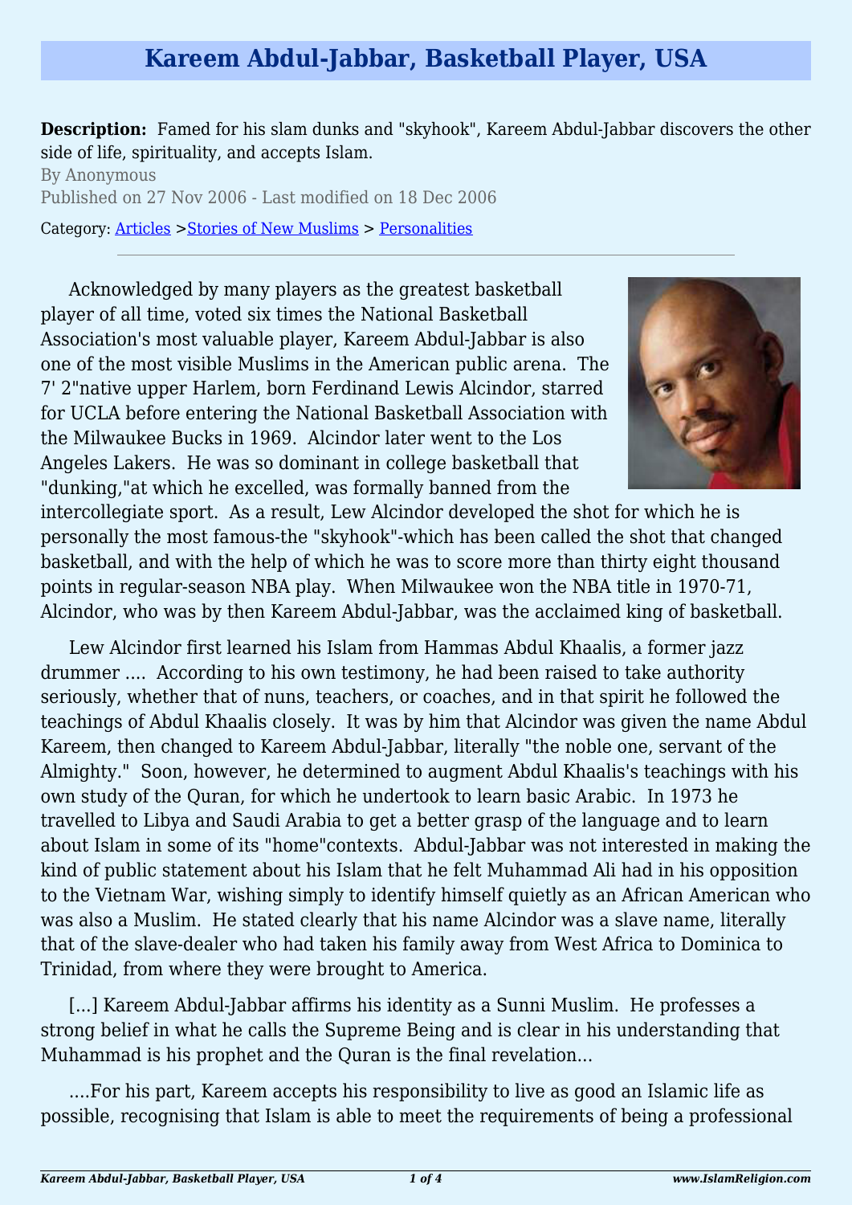# Kareem Abdul-Jabbar, Basketball Player, USA

**Description:** Famed for his slam dunks and "skyhook", Kareem Abdul-Jabbar discovers the other side of life, spirituality, and accepts Islam.

By Anonymous

Published on 27 Nov 2006 - Last modified on 18 Dec 2006

Category: Articles >Stories of New Muslims > Personalities

---

Acknowledged by many players as the greatest basketball player of all time, voted six times the National Basketball Association's most valuable player, Kareem Abdul-Jabbar is also one of the most visible Muslims in the American public arena. The 7' 2"native upper Harlem, born Ferdinand Lewis Alcindor, starred for UCLA before entering the National Basketball Association with the Milwaukee Bucks in 1969. Alcindor later went to the Los Angeles Lakers. He was so dominant in college basketball that "dunking,"at which he excelled, was formally banned from the intercollegiate sport. As a result, Lew Alcindor developed the shot for which he is personally the most famous-the "skyhook"-which has been called the shot that changed basketball, and with the help of which he was to score more than thirty eight thousand points in regular-season NBA play. When Milwaukee won the NBA title in 1970-71, Alcindor, who was by then Kareem Abdul-Jabbar, was the acclaimed king of basketball.

Lew Alcindor first learned his Islam from Hammas Abdul Khaalis, a former jazz drummer .... According to his own testimony, he had been raised to take authority seriously, whether that of nuns, teachers, or coaches, and in that spirit he followed the teachings of Abdul Khaalis closely. It was by him that Alcindor was given the name Abdul Kareem, then changed to Kareem Abdul-Jabbar, literally "the noble one, servant of the Almighty." Soon, however, he determined to augment Abdul Khaalis's teachings with his own study of the Quran, for which he undertook to learn basic Arabic. In 1973 he travelled to Libya and Saudi Arabia to get a better grasp of the language and to learn about Islam in some of its "home"contexts. Abdul-Jabbar was not interested in making the kind of public statement about his Islam that he felt Muhammad Ali had in his opposition to the Vietnam War, wishing simply to identify himself quietly as an African American who was also a Muslim. He stated clearly that his name Alcindor was a slave name, literally that of the slave-dealer who had taken his family away from West Africa to Dominica to Trinidad, from where they were brought to America.

[...] Kareem Abdul-Jabbar affirms his identity as a Sunni Muslim. He professes a strong belief in what he calls the Supreme Being and is clear in his understanding that Muhammad is his prophet and the Quran is the final revelation...

....For his part, Kareem accepts his responsibility to live as good an Islamic life as possible, recognising that Islam is able to meet the requirements of being a professional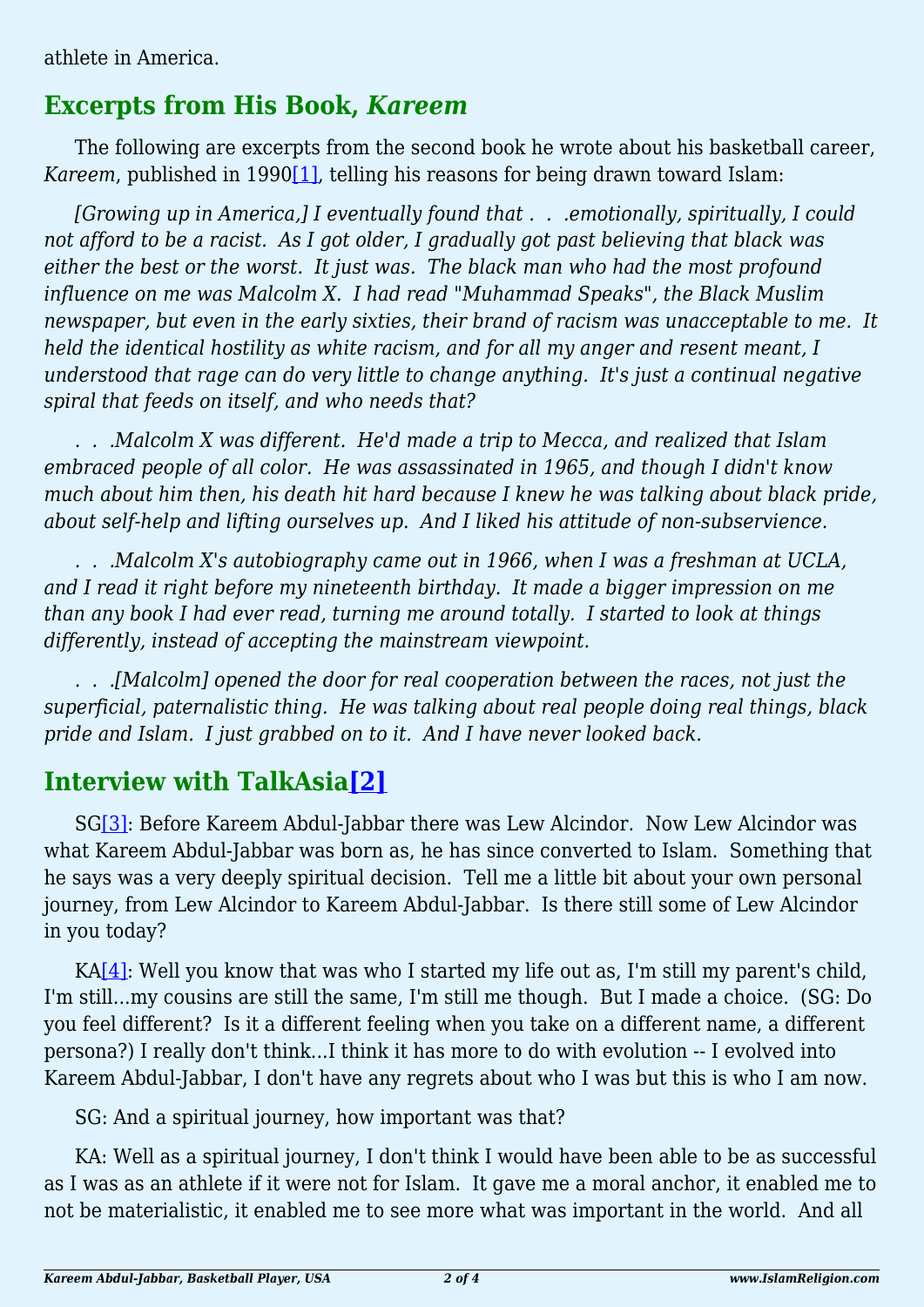athlete in America.

## Excerpts from His Book, *Kareem*

The following are excerpts from the second book he wrote about his basketball career, *Kareem*, published in 1990[1], telling his reasons for being drawn toward Islam:

*[Growing up in America,] I eventually found that . . .emotionally, spiritually, I could not afford to be a racist. As I got older, I gradually got past believing that black was either the best or the worst. It just was. The black man who had the most profound influence on me was Malcolm X. I had read "Muhammad Speaks", the Black Muslim newspaper, but even in the early sixties, their brand of racism was unacceptable to me. It held the identical hostility as white racism, and for all my anger and resent meant, I understood that rage can do very little to change anything. It's just a continual negative spiral that feeds on itself, and who needs that?*

*. . .Malcolm X was different. He'd made a trip to Mecca, and realized that Islam embraced people of all color. He was assassinated in 1965, and though I didn't know much about him then, his death hit hard because I knew he was talking about black pride, about self-help and lifting ourselves up. And I liked his attitude of non-subservience.*

*. . .Malcolm X's autobiography came out in 1966, when I was a freshman at UCLA, and I read it right before my nineteenth birthday. It made a bigger impression on me than any book I had ever read, turning me around totally. I started to look at things differently, instead of accepting the mainstream viewpoint.*

*. . .[Malcolm] opened the door for real cooperation between the races, not just the superficial, paternalistic thing. He was talking about real people doing real things, black pride and Islam. I just grabbed on to it. And I have never looked back.*

## Interview with TalkAsia[2]

SG[3]: Before Kareem Abdul-Jabbar there was Lew Alcindor. Now Lew Alcindor was what Kareem Abdul-Jabbar was born as, he has since converted to Islam. Something that he says was a very deeply spiritual decision. Tell me a little bit about your own personal journey, from Lew Alcindor to Kareem Abdul-Jabbar. Is there still some of Lew Alcindor in you today?

KA[4]: Well you know that was who I started my life out as, I'm still my parent's child, I'm still...my cousins are still the same, I'm still me though. But I made a choice. (SG: Do you feel different? Is it a different feeling when you take on a different name, a different persona?) I really don't think...I think it has more to do with evolution -- I evolved into Kareem Abdul-Jabbar, I don't have any regrets about who I was but this is who I am now.

SG: And a spiritual journey, how important was that?

KA: Well as a spiritual journey, I don't think I would have been able to be as successful as I was as an athlete if it were not for Islam. It gave me a moral anchor, it enabled me to not be materialistic, it enabled me to see more what was important in the world. And all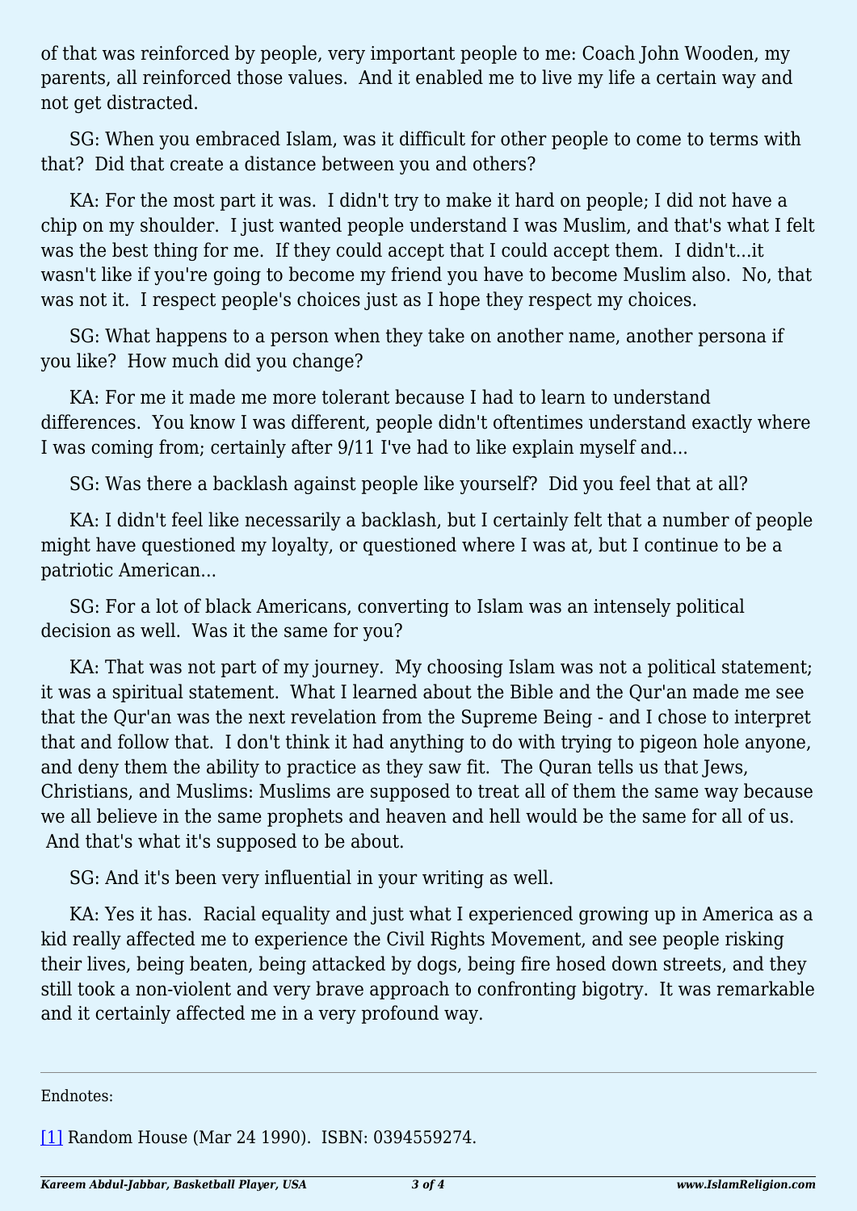of that was reinforced by people, very important people to me: Coach John Wooden, my parents, all reinforced those values. And it enabled me to live my life a certain way and not get distracted.

SG: When you embraced Islam, was it difficult for other people to come to terms with that? Did that create a distance between you and others?

KA: For the most part it was. I didn't try to make it hard on people; I did not have a chip on my shoulder. I just wanted people understand I was Muslim, and that's what I felt was the best thing for me. If they could accept that I could accept them. I didn't...it wasn't like if you're going to become my friend you have to become Muslim also. No, that was not it. I respect people's choices just as I hope they respect my choices.

SG: What happens to a person when they take on another name, another persona if you like? How much did you change?

KA: For me it made me more tolerant because I had to learn to understand differences. You know I was different, people didn't oftentimes understand exactly where I was coming from; certainly after 9/11 I've had to like explain myself and...

SG: Was there a backlash against people like yourself? Did you feel that at all?

KA: I didn't feel like necessarily a backlash, but I certainly felt that a number of people might have questioned my loyalty, or questioned where I was at, but I continue to be a patriotic American...

SG: For a lot of black Americans, converting to Islam was an intensely political decision as well. Was it the same for you?

KA: That was not part of my journey. My choosing Islam was not a political statement; it was a spiritual statement. What I learned about the Bible and the Qur'an made me see that the Qur'an was the next revelation from the Supreme Being - and I chose to interpret that and follow that. I don't think it had anything to do with trying to pigeon hole anyone, and deny them the ability to practice as they saw fit. The Quran tells us that Jews, Christians, and Muslims: Muslims are supposed to treat all of them the same way because we all believe in the same prophets and heaven and hell would be the same for all of us. And that's what it's supposed to be about.

SG: And it's been very influential in your writing as well.

KA: Yes it has. Racial equality and just what I experienced growing up in America as a kid really affected me to experience the Civil Rights Movement, and see people risking their lives, being beaten, being attacked by dogs, being fire hosed down streets, and they still took a non-violent and very brave approach to confronting bigotry. It was remarkable and it certainly affected me in a very profound way.

---

Endnotes:

[1] Random House (Mar 24 1990). ISBN: 0394559274.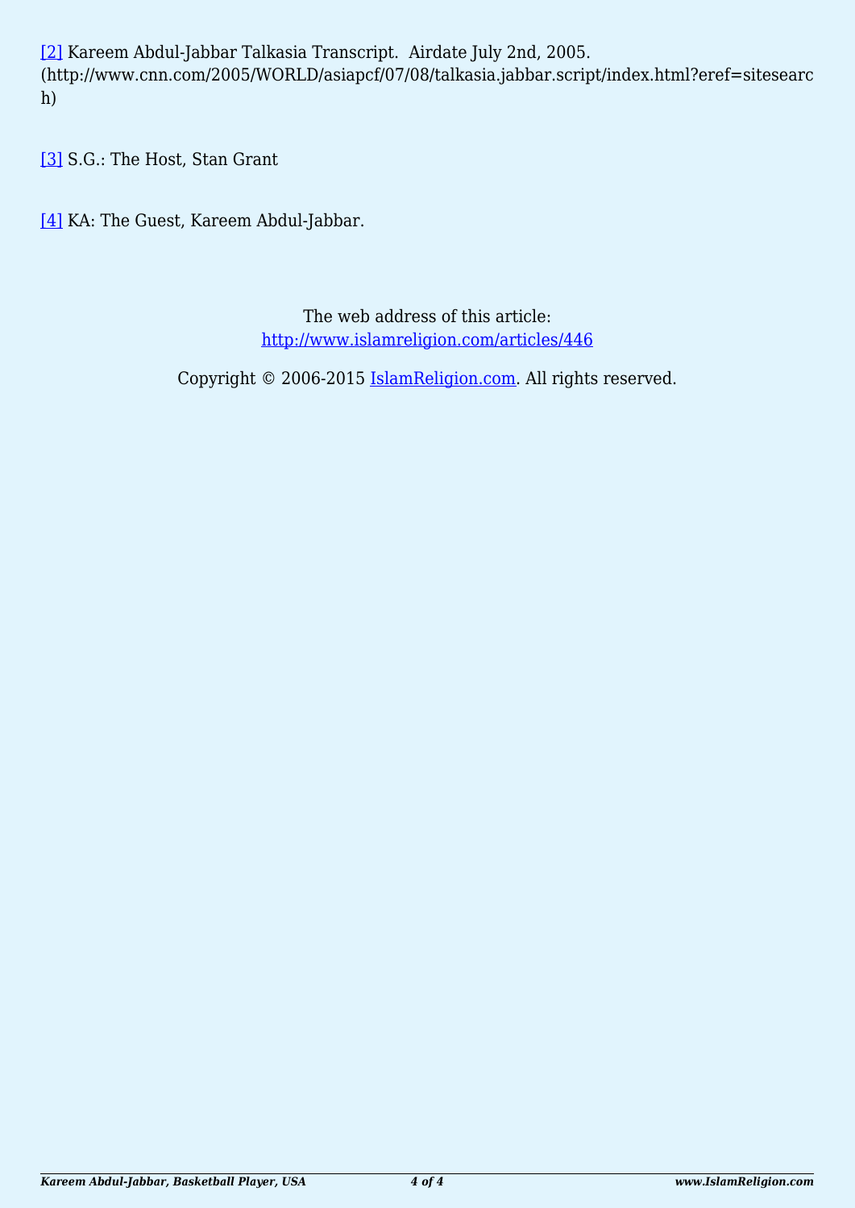[2] Kareem Abdul-Jabbar Talkasia Transcript.  Airdate July 2nd, 2005. (http://www.cnn.com/2005/WORLD/asiapcf/07/08/talkasia.jabbar.script/index.html?eref=sitesearch)

[3] S.G.: The Host, Stan Grant

[4] KA: The Guest, Kareem Abdul-Jabbar.

The web address of this article:
http://www.islamreligion.com/articles/446

Copyright © 2006-2015 IslamReligion.com. All rights reserved.